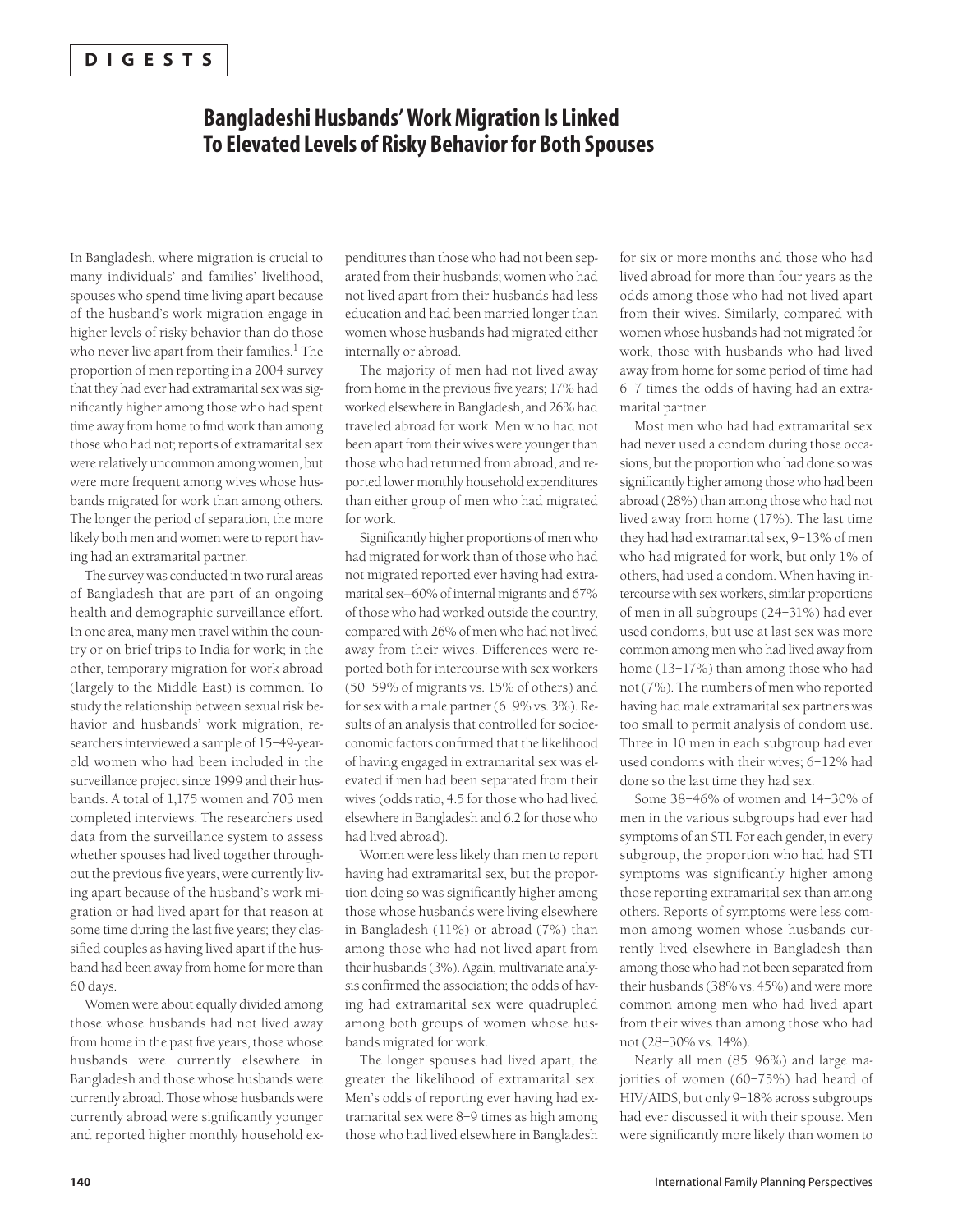# DIGESTS

## Bangladeshi Husbands' Work Migration Is Linked To Elevated Levels of Risky Behavior for Both Spouses

In Bangladesh, where migration is crucial to many individuals' and families' livelihood, spouses who spend time living apart because of the husband's work migration engage in higher levels of risky behavior than do those who never live apart from their families.[1] The proportion of men reporting in a 2004 survey that they had ever had extramarital sex was significantly higher among those who had spent time away from home to find work than among those who had not; reports of extramarital sex were relatively uncommon among women, but were more frequent among wives whose husbands migrated for work than among others. The longer the period of separation, the more likely both men and women were to report having had an extramarital partner.

The survey was conducted in two rural areas of Bangladesh that are part of an ongoing health and demographic surveillance effort. In one area, many men travel within the country or on brief trips to India for work; in the other, temporary migration for work abroad (largely to the Middle East) is common. To study the relationship between sexual risk behavior and husbands' work migration, researchers interviewed a sample of 15–49-year-old women who had been included in the surveillance project since 1999 and their husbands. A total of 1,175 women and 703 men completed interviews. The researchers used data from the surveillance system to assess whether spouses had lived together throughout the previous five years, were currently living apart because of the husband's work migration or had lived apart for that reason at some time during the last five years; they classified couples as having lived apart if the husband had been away from home for more than 60 days.

Women were about equally divided among those whose husbands had not lived away from home in the past five years, those whose husbands were currently elsewhere in Bangladesh and those whose husbands were currently abroad. Those whose husbands were currently abroad were significantly younger and reported higher monthly household expenditures than those who had not been separated from their husbands; women who had not lived apart from their husbands had less education and had been married longer than women whose husbands had migrated either internally or abroad.

The majority of men had not lived away from home in the previous five years; 17% had worked elsewhere in Bangladesh, and 26% had traveled abroad for work. Men who had not been apart from their wives were younger than those who had returned from abroad, and reported lower monthly household expenditures than either group of men who had migrated for work.

Significantly higher proportions of men who had migrated for work than of those who had not migrated reported ever having had extramarital sex—60% of internal migrants and 67% of those who had worked outside the country, compared with 26% of men who had not lived away from their wives. Differences were reported both for intercourse with sex workers (50–59% of migrants vs. 15% of others) and for sex with a male partner (6–9% vs. 3%). Results of an analysis that controlled for socioeconomic factors confirmed that the likelihood of having engaged in extramarital sex was elevated if men had been separated from their wives (odds ratio, 4.5 for those who had lived elsewhere in Bangladesh and 6.2 for those who had lived abroad).

Women were less likely than men to report having had extramarital sex, but the proportion doing so was significantly higher among those whose husbands were living elsewhere in Bangladesh (11%) or abroad (7%) than among those who had not lived apart from their husbands (3%). Again, multivariate analysis confirmed the association; the odds of having had extramarital sex were quadrupled among both groups of women whose husbands migrated for work.

The longer spouses had lived apart, the greater the likelihood of extramarital sex. Men's odds of reporting ever having had extramarital sex were 8–9 times as high among those who had lived elsewhere in Bangladesh for six or more months and those who had lived abroad for more than four years as the odds among those who had not lived apart from their wives. Similarly, compared with women whose husbands had not migrated for work, those with husbands who had lived away from home for some period of time had 6–7 times the odds of having had an extramarital partner.

Most men who had had extramarital sex had never used a condom during those occasions, but the proportion who had done so was significantly higher among those who had been abroad (28%) than among those who had not lived away from home (17%). The last time they had had extramarital sex, 9–13% of men who had migrated for work, but only 1% of others, had used a condom. When having intercourse with sex workers, similar proportions of men in all subgroups (24–31%) had ever used condoms, but use at last sex was more common among men who had lived away from home (13–17%) than among those who had not (7%). The numbers of men who reported having had male extramarital sex partners was too small to permit analysis of condom use. Three in 10 men in each subgroup had ever used condoms with their wives; 6–12% had done so the last time they had sex.

Some 38–46% of women and 14–30% of men in the various subgroups had ever had symptoms of an STI. For each gender, in every subgroup, the proportion who had had STI symptoms was significantly higher among those reporting extramarital sex than among others. Reports of symptoms were less common among women whose husbands currently lived elsewhere in Bangladesh than among those who had not been separated from their husbands (38% vs. 45%) and were more common among men who had lived apart from their wives than among those who had not (28–30% vs. 14%).

Nearly all men (85–96%) and large majorities of women (60–75%) had heard of HIV/AIDS, but only 9–18% across subgroups had ever discussed it with their spouse. Men were significantly more likely than women to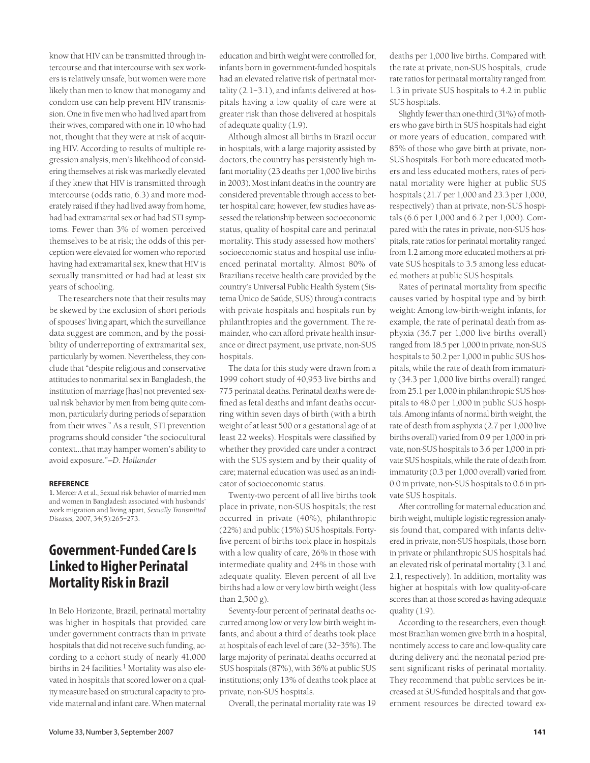know that HIV can be transmitted through intercourse and that intercourse with sex workers is relatively unsafe, but women were more likely than men to know that monogamy and condom use can help prevent HIV transmission. One in five men who had lived apart from their wives, compared with one in 10 who had not, thought that they were at risk of acquiring HIV. According to results of multiple regression analysis, men's likelihood of considering themselves at risk was markedly elevated if they knew that HIV is transmitted through intercourse (odds ratio, 6.3) and more moderately raised if they had lived away from home, had had extramarital sex or had had STI symptoms. Fewer than 3% of women perceived themselves to be at risk; the odds of this perception were elevated for women who reported having had extramarital sex, knew that HIV is sexually transmitted or had had at least six years of schooling.

The researchers note that their results may be skewed by the exclusion of short periods of spouses' living apart, which the surveillance data suggest are common, and by the possibility of underreporting of extramarital sex, particularly by women. Nevertheless, they conclude that "despite religious and conservative attitudes to nonmarital sex in Bangladesh, the institution of marriage [has] not prevented sexual risk behavior by men from being quite common, particularly during periods of separation from their wives." As a result, STI prevention programs should consider "the sociocultural context...that may hamper women's ability to avoid exposure."*—D. Hollander*

#### REFERENCE

**1.** Mercer A et al., Sexual risk behavior of married men and women in Bangladesh associated with husbands' work migration and living apart, *Sexually Transmitted Diseases,* 2007, 34(5):265–273.

## Government-Funded Care Is Linked to Higher Perinatal Mortality Risk in Brazil

In Belo Horizonte, Brazil, perinatal mortality was higher in hospitals that provided care under government contracts than in private hospitals that did not receive such funding, according to a cohort study of nearly 41,000 births in 24 facilities.[1] Mortality was also elevated in hospitals that scored lower on a quality measure based on structural capacity to provide maternal and infant care. When maternal education and birth weight were controlled for, infants born in government-funded hospitals had an elevated relative risk of perinatal mortality (2.1–3.1), and infants delivered at hospitals having a low quality of care were at greater risk than those delivered at hospitals of adequate quality (1.9).

Although almost all births in Brazil occur in hospitals, with a large majority assisted by doctors, the country has persistently high infant mortality (23 deaths per 1,000 live births in 2003). Most infant deaths in the country are considered preventable through access to better hospital care; however, few studies have assessed the relationship between socioeconomic status, quality of hospital care and perinatal mortality. This study assessed how mothers' socioeconomic status and hospital use influenced perinatal mortality. Almost 80% of Brazilians receive health care provided by the country's Universal Public Health System (Sistema Único de Saúde, SUS) through contracts with private hospitals and hospitals run by philanthropies and the government. The remainder, who can afford private health insurance or direct payment, use private, non-SUS hospitals.

The data for this study were drawn from a 1999 cohort study of 40,953 live births and 775 perinatal deaths. Perinatal deaths were defined as fetal deaths and infant deaths occurring within seven days of birth (with a birth weight of at least 500 or a gestational age of at least 22 weeks). Hospitals were classified by whether they provided care under a contract with the SUS system and by their quality of care; maternal education was used as an indicator of socioeconomic status.

Twenty-two percent of all live births took place in private, non-SUS hospitals; the rest occurred in private (40%), philanthropic (22%) and public (15%) SUS hospitals. Forty-five percent of births took place in hospitals with a low quality of care, 26% in those with intermediate quality and 24% in those with adequate quality. Eleven percent of all live births had a low or very low birth weight (less than 2,500 g).

Seventy-four percent of perinatal deaths occurred among low or very low birth weight infants, and about a third of deaths took place at hospitals of each level of care (32–35%). The large majority of perinatal deaths occurred at SUS hospitals (87%), with 36% at public SUS institutions; only 13% of deaths took place at private, non-SUS hospitals.

Overall, the perinatal mortality rate was 19 deaths per 1,000 live births. Compared with the rate at private, non-SUS hospitals, crude rate ratios for perinatal mortality ranged from 1.3 in private SUS hospitals to 4.2 in public SUS hospitals.

Slightly fewer than one-third (31%) of mothers who gave birth in SUS hospitals had eight or more years of education, compared with 85% of those who gave birth at private, non-SUS hospitals. For both more educated mothers and less educated mothers, rates of perinatal mortality were higher at public SUS hospitals (21.7 per 1,000 and 23.3 per 1,000, respectively) than at private, non-SUS hospitals (6.6 per 1,000 and 6.2 per 1,000). Compared with the rates in private, non-SUS hospitals, rate ratios for perinatal mortality ranged from 1.2 among more educated mothers at private SUS hospitals to 3.5 among less educated mothers at public SUS hospitals.

Rates of perinatal mortality from specific causes varied by hospital type and by birth weight: Among low-birth-weight infants, for example, the rate of perinatal death from asphyxia (36.7 per 1,000 live births overall) ranged from 18.5 per 1,000 in private, non-SUS hospitals to 50.2 per 1,000 in public SUS hospitals, while the rate of death from immaturity (34.3 per 1,000 live births overall) ranged from 25.1 per 1,000 in philanthropic SUS hospitals to 48.0 per 1,000 in public SUS hospitals. Among infants of normal birth weight, the rate of death from asphyxia (2.7 per 1,000 live births overall) varied from 0.9 per 1,000 in private, non-SUS hospitals to 3.6 per 1,000 in private SUS hospitals, while the rate of death from immaturity (0.3 per 1,000 overall) varied from 0.0 in private, non-SUS hospitals to 0.6 in private SUS hospitals.

After controlling for maternal education and birth weight, multiple logistic regression analysis found that, compared with infants delivered in private, non-SUS hospitals, those born in private or philanthropic SUS hospitals had an elevated risk of perinatal mortality (3.1 and 2.1, respectively). In addition, mortality was higher at hospitals with low quality-of-care scores than at those scored as having adequate quality (1.9).

According to the researchers, even though most Brazilian women give birth in a hospital, nontimely access to care and low-quality care during delivery and the neonatal period present significant risks of perinatal mortality. They recommend that public services be increased at SUS-funded hospitals and that government resources be directed toward ex-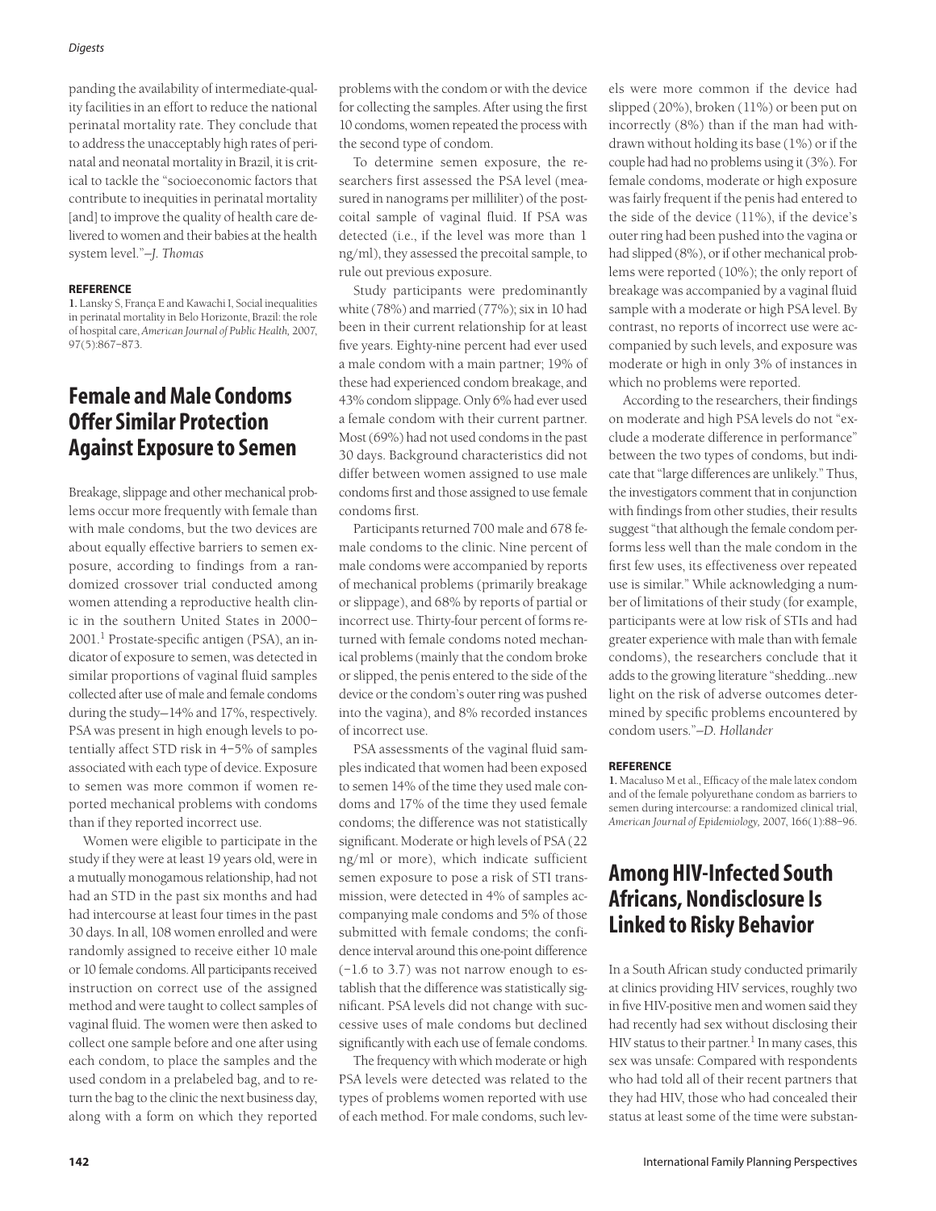panding the availability of intermediate-quality facilities in an effort to reduce the national perinatal mortality rate. They conclude that to address the unacceptably high rates of perinatal and neonatal mortality in Brazil, it is critical to tackle the "socioeconomic factors that contribute to inequities in perinatal mortality [and] to improve the quality of health care delivered to women and their babies at the health system level."—*J. Thomas*

#### REFERENCE

1. Lansky S, França E and Kawachi I, Social inequalities in perinatal mortality in Belo Horizonte, Brazil: the role of hospital care, *American Journal of Public Health,* 2007, 97(5):867–873.

## Female and Male Condoms Offer Similar Protection Against Exposure to Semen

Breakage, slippage and other mechanical problems occur more frequently with female than with male condoms, but the two devices are about equally effective barriers to semen exposure, according to findings from a randomized crossover trial conducted among women attending a reproductive health clinic in the southern United States in 2000–2001.[1] Prostate-specific antigen (PSA), an indicator of exposure to semen, was detected in similar proportions of vaginal fluid samples collected after use of male and female condoms during the study—14% and 17%, respectively. PSA was present in high enough levels to potentially affect STD risk in 4–5% of samples associated with each type of device. Exposure to semen was more common if women reported mechanical problems with condoms than if they reported incorrect use.

Women were eligible to participate in the study if they were at least 19 years old, were in a mutually monogamous relationship, had not had an STD in the past six months and had had intercourse at least four times in the past 30 days. In all, 108 women enrolled and were randomly assigned to receive either 10 male or 10 female condoms. All participants received instruction on correct use of the assigned method and were taught to collect samples of vaginal fluid. The women were then asked to collect one sample before and one after using each condom, to place the samples and the used condom in a prelabeled bag, and to return the bag to the clinic the next business day, along with a form on which they reported problems with the condom or with the device for collecting the samples. After using the first 10 condoms, women repeated the process with the second type of condom.

To determine semen exposure, the researchers first assessed the PSA level (measured in nanograms per milliliter) of the postcoital sample of vaginal fluid. If PSA was detected (i.e., if the level was more than 1 ng/ml), they assessed the precoital sample, to rule out previous exposure.

Study participants were predominantly white (78%) and married (77%); six in 10 had been in their current relationship for at least five years. Eighty-nine percent had ever used a male condom with a main partner; 19% of these had experienced condom breakage, and 43% condom slippage. Only 6% had ever used a female condom with their current partner. Most (69%) had not used condoms in the past 30 days. Background characteristics did not differ between women assigned to use male condoms first and those assigned to use female condoms first.

Participants returned 700 male and 678 female condoms to the clinic. Nine percent of male condoms were accompanied by reports of mechanical problems (primarily breakage or slippage), and 68% by reports of partial or incorrect use. Thirty-four percent of forms returned with female condoms noted mechanical problems (mainly that the condom broke or slipped, the penis entered to the side of the device or the condom's outer ring was pushed into the vagina), and 8% recorded instances of incorrect use.

PSA assessments of the vaginal fluid samples indicated that women had been exposed to semen 14% of the time they used male condoms and 17% of the time they used female condoms; the difference was not statistically significant. Moderate or high levels of PSA (22 ng/ml or more), which indicate sufficient semen exposure to pose a risk of STI transmission, were detected in 4% of samples accompanying male condoms and 5% of those submitted with female condoms; the confidence interval around this one-point difference (−1.6 to 3.7) was not narrow enough to establish that the difference was statistically significant. PSA levels did not change with successive uses of male condoms but declined significantly with each use of female condoms.

The frequency with which moderate or high PSA levels were detected was related to the types of problems women reported with use of each method. For male condoms, such levels were more common if the device had slipped (20%), broken (11%) or been put on incorrectly (8%) than if the man had withdrawn without holding its base (1%) or if the couple had had no problems using it (3%). For female condoms, moderate or high exposure was fairly frequent if the penis had entered to the side of the device (11%), if the device's outer ring had been pushed into the vagina or had slipped (8%), or if other mechanical problems were reported (10%); the only report of breakage was accompanied by a vaginal fluid sample with a moderate or high PSA level. By contrast, no reports of incorrect use were accompanied by such levels, and exposure was moderate or high in only 3% of instances in which no problems were reported.

According to the researchers, their findings on moderate and high PSA levels do not "exclude a moderate difference in performance" between the two types of condoms, but indicate that "large differences are unlikely." Thus, the investigators comment that in conjunction with findings from other studies, their results suggest "that although the female condom performs less well than the male condom in the first few uses, its effectiveness over repeated use is similar." While acknowledging a number of limitations of their study (for example, participants were at low risk of STIs and had greater experience with male than with female condoms), the researchers conclude that it adds to the growing literature "shedding...new light on the risk of adverse outcomes determined by specific problems encountered by condom users."—*D. Hollander*

#### REFERENCE

1. Macaluso M et al., Efficacy of the male latex condom and of the female polyurethane condom as barriers to semen during intercourse: a randomized clinical trial, *American Journal of Epidemiology,* 2007, 166(1):88–96.

## Among HIV-Infected South Africans, Nondisclosure Is Linked to Risky Behavior

In a South African study conducted primarily at clinics providing HIV services, roughly two in five HIV-positive men and women said they had recently had sex without disclosing their HIV status to their partner.[1] In many cases, this sex was unsafe: Compared with respondents who had told all of their recent partners that they had HIV, those who had concealed their status at least some of the time were substan-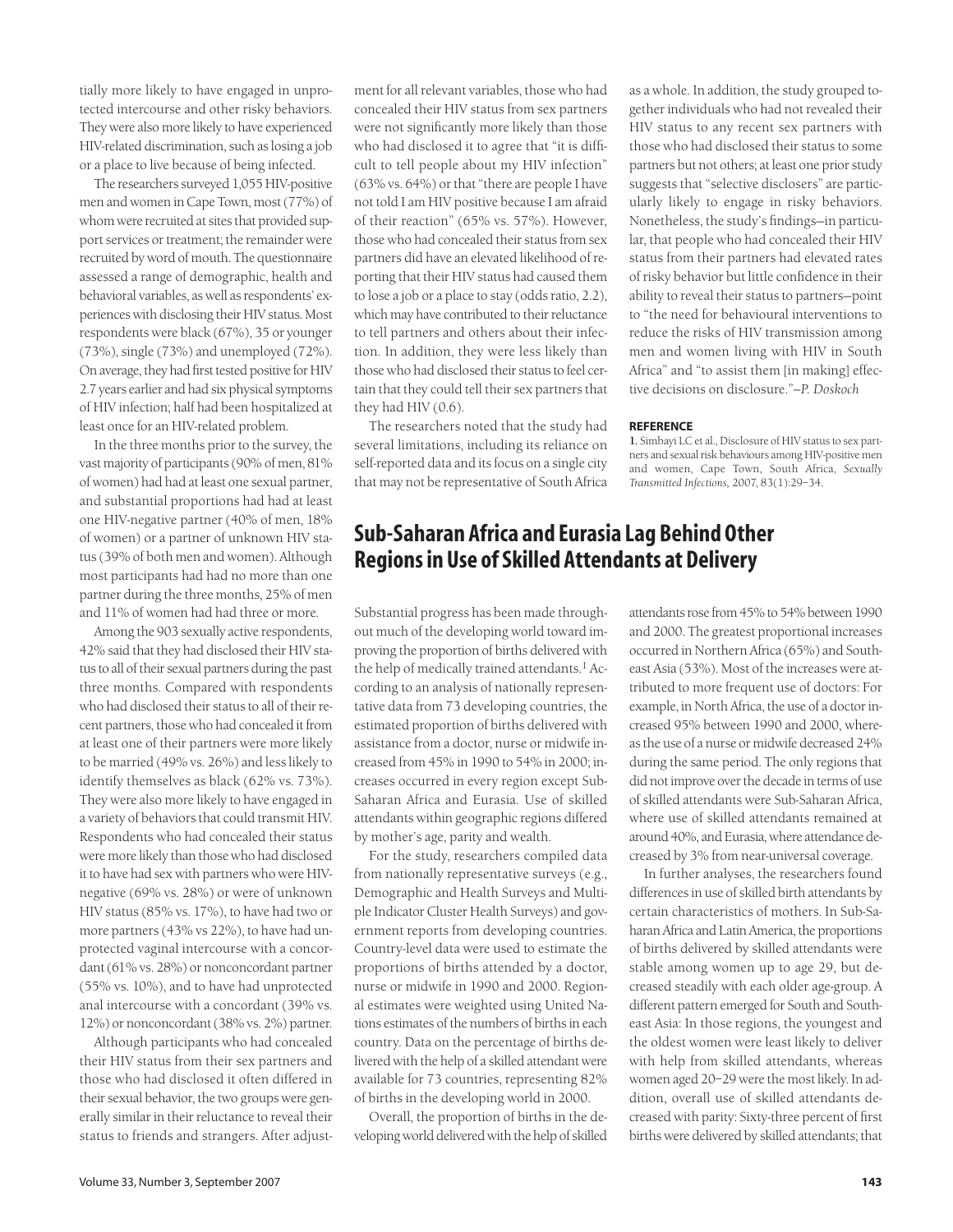tially more likely to have engaged in unprotected intercourse and other risky behaviors. They were also more likely to have experienced HIV-related discrimination, such as losing a job or a place to live because of being infected.

The researchers surveyed 1,055 HIV-positive men and women in Cape Town, most (77%) of whom were recruited at sites that provided support services or treatment; the remainder were recruited by word of mouth. The questionnaire assessed a range of demographic, health and behavioral variables, as well as respondents' experiences with disclosing their HIV status. Most respondents were black (67%), 35 or younger (73%), single (73%) and unemployed (72%). On average, they had first tested positive for HIV 2.7 years earlier and had six physical symptoms of HIV infection; half had been hospitalized at least once for an HIV-related problem.

In the three months prior to the survey, the vast majority of participants (90% of men, 81% of women) had had at least one sexual partner, and substantial proportions had had at least one HIV-negative partner (40% of men, 18% of women) or a partner of unknown HIV status (39% of both men and women). Although most participants had had no more than one partner during the three months, 25% of men and 11% of women had had three or more.

Among the 903 sexually active respondents, 42% said that they had disclosed their HIV status to all of their sexual partners during the past three months. Compared with respondents who had disclosed their status to all of their recent partners, those who had concealed it from at least one of their partners were more likely to be married (49% vs. 26%) and less likely to identify themselves as black (62% vs. 73%). They were also more likely to have engaged in a variety of behaviors that could transmit HIV. Respondents who had concealed their status were more likely than those who had disclosed it to have had sex with partners who were HIV-negative (69% vs. 28%) or were of unknown HIV status (85% vs. 17%), to have had two or more partners (43% vs 22%), to have had unprotected vaginal intercourse with a concordant (61% vs. 28%) or nonconcordant partner (55% vs. 10%), and to have had unprotected anal intercourse with a concordant (39% vs. 12%) or nonconcordant (38% vs. 2%) partner.

Although participants who had concealed their HIV status from their sex partners and those who had disclosed it often differed in their sexual behavior, the two groups were generally similar in their reluctance to reveal their status to friends and strangers. After adjustment for all relevant variables, those who had concealed their HIV status from sex partners were not significantly more likely than those who had disclosed it to agree that "it is difficult to tell people about my HIV infection" (63% vs. 64%) or that "there are people I have not told I am HIV positive because I am afraid of their reaction" (65% vs. 57%). However, those who had concealed their status from sex partners did have an elevated likelihood of reporting that their HIV status had caused them to lose a job or a place to stay (odds ratio, 2.2), which may have contributed to their reluctance to tell partners and others about their infection. In addition, they were less likely than those who had disclosed their status to feel certain that they could tell their sex partners that they had HIV (0.6).

The researchers noted that the study had several limitations, including its reliance on self-reported data and its focus on a single city that may not be representative of South Africa as a whole. In addition, the study grouped together individuals who had not revealed their HIV status to any recent sex partners with those who had disclosed their status to some partners but not others; at least one prior study suggests that "selective disclosers" are particularly likely to engage in risky behaviors. Nonetheless, the study's findings—in particular, that people who had concealed their HIV status from their partners had elevated rates of risky behavior but little confidence in their ability to reveal their status to partners—point to "the need for behavioural interventions to reduce the risks of HIV transmission among men and women living with HIV in South Africa" and "to assist them [in making] effective decisions on disclosure."—*P. Doskoch*

**REFERENCE**

1. Simbayi LC et al., Disclosure of HIV status to sex partners and sexual risk behaviours among HIV-positive men and women, Cape Town, South Africa, *Sexually Transmitted Infections,* 2007, 83(1):29–34.

## Sub-Saharan Africa and Eurasia Lag Behind Other Regions in Use of Skilled Attendants at Delivery

Substantial progress has been made throughout much of the developing world toward improving the proportion of births delivered with the help of medically trained attendants.[1] According to an analysis of nationally representative data from 73 developing countries, the estimated proportion of births delivered with assistance from a doctor, nurse or midwife increased from 45% in 1990 to 54% in 2000; increases occurred in every region except Sub-Saharan Africa and Eurasia. Use of skilled attendants within geographic regions differed by mother's age, parity and wealth.

For the study, researchers compiled data from nationally representative surveys (e.g., Demographic and Health Surveys and Multiple Indicator Cluster Health Surveys) and government reports from developing countries. Country-level data were used to estimate the proportions of births attended by a doctor, nurse or midwife in 1990 and 2000. Regional estimates were weighted using United Nations estimates of the numbers of births in each country. Data on the percentage of births delivered with the help of a skilled attendant were available for 73 countries, representing 82% of births in the developing world in 2000.

Overall, the proportion of births in the developing world delivered with the help of skilled attendants rose from 45% to 54% between 1990 and 2000. The greatest proportional increases occurred in Northern Africa (65%) and Southeast Asia (53%). Most of the increases were attributed to more frequent use of doctors: For example, in North Africa, the use of a doctor increased 95% between 1990 and 2000, whereas the use of a nurse or midwife decreased 24% during the same period. The only regions that did not improve over the decade in terms of use of skilled attendants were Sub-Saharan Africa, where use of skilled attendants remained at around 40%, and Eurasia, where attendance decreased by 3% from near-universal coverage.

In further analyses, the researchers found differences in use of skilled birth attendants by certain characteristics of mothers. In Sub-Saharan Africa and Latin America, the proportions of births delivered by skilled attendants were stable among women up to age 29, but decreased steadily with each older age-group. A different pattern emerged for South and Southeast Asia: In those regions, the youngest and the oldest women were least likely to deliver with help from skilled attendants, whereas women aged 20–29 were the most likely. In addition, overall use of skilled attendants decreased with parity: Sixty-three percent of first births were delivered by skilled attendants; that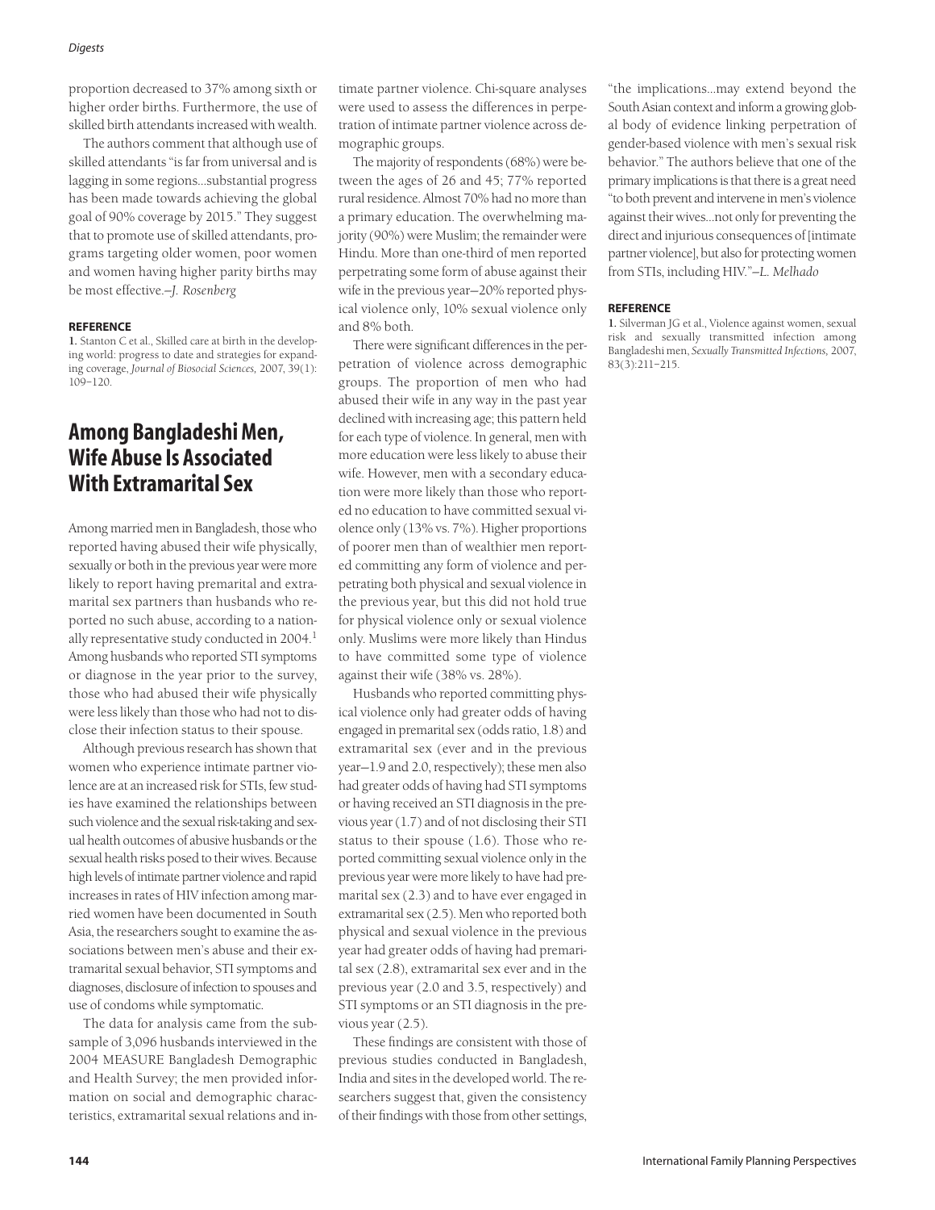proportion decreased to 37% among sixth or higher order births. Furthermore, the use of skilled birth attendants increased with wealth.

The authors comment that although use of skilled attendants "is far from universal and is lagging in some regions...substantial progress has been made towards achieving the global goal of 90% coverage by 2015." They suggest that to promote use of skilled attendants, programs targeting older women, poor women and women having higher parity births may be most effective.—*J. Rosenberg*

#### REFERENCE

1. Stanton C et al., Skilled care at birth in the developing world: progress to date and strategies for expanding coverage, *Journal of Biosocial Sciences,* 2007, 39(1): 109–120.

## Among Bangladeshi Men, Wife Abuse Is Associated With Extramarital Sex

Among married men in Bangladesh, those who reported having abused their wife physically, sexually or both in the previous year were more likely to report having premarital and extramarital sex partners than husbands who reported no such abuse, according to a nationally representative study conducted in 2004.[1] Among husbands who reported STI symptoms or diagnose in the year prior to the survey, those who had abused their wife physically were less likely than those who had not to disclose their infection status to their spouse.

Although previous research has shown that women who experience intimate partner violence are at an increased risk for STIs, few studies have examined the relationships between such violence and the sexual risk-taking and sexual health outcomes of abusive husbands or the sexual health risks posed to their wives. Because high levels of intimate partner violence and rapid increases in rates of HIV infection among married women have been documented in South Asia, the researchers sought to examine the associations between men's abuse and their extramarital sexual behavior, STI symptoms and diagnoses, disclosure of infection to spouses and use of condoms while symptomatic.

The data for analysis came from the subsample of 3,096 husbands interviewed in the 2004 MEASURE Bangladesh Demographic and Health Survey; the men provided information on social and demographic characteristics, extramarital sexual relations and intimate partner violence. Chi-square analyses were used to assess the differences in perpetration of intimate partner violence across demographic groups.

The majority of respondents (68%) were between the ages of 26 and 45; 77% reported rural residence. Almost 70% had no more than a primary education. The overwhelming majority (90%) were Muslim; the remainder were Hindu. More than one-third of men reported perpetrating some form of abuse against their wife in the previous year—20% reported physical violence only, 10% sexual violence only and 8% both.

There were significant differences in the perpetration of violence across demographic groups. The proportion of men who had abused their wife in any way in the past year declined with increasing age; this pattern held for each type of violence. In general, men with more education were less likely to abuse their wife. However, men with a secondary education were more likely than those who reported no education to have committed sexual violence only (13% vs. 7%). Higher proportions of poorer men than of wealthier men reported committing any form of violence and perpetrating both physical and sexual violence in the previous year, but this did not hold true for physical violence only or sexual violence only. Muslims were more likely than Hindus to have committed some type of violence against their wife (38% vs. 28%).

Husbands who reported committing physical violence only had greater odds of having engaged in premarital sex (odds ratio, 1.8) and extramarital sex (ever and in the previous year—1.9 and 2.0, respectively); these men also had greater odds of having had STI symptoms or having received an STI diagnosis in the previous year (1.7) and of not disclosing their STI status to their spouse (1.6). Those who reported committing sexual violence only in the previous year were more likely to have had premarital sex (2.3) and to have ever engaged in extramarital sex (2.5). Men who reported both physical and sexual violence in the previous year had greater odds of having had premarital sex (2.8), extramarital sex ever and in the previous year (2.0 and 3.5, respectively) and STI symptoms or an STI diagnosis in the previous year (2.5).

These findings are consistent with those of previous studies conducted in Bangladesh, India and sites in the developed world. The researchers suggest that, given the consistency of their findings with those from other settings, "the implications...may extend beyond the South Asian context and inform a growing global body of evidence linking perpetration of gender-based violence with men's sexual risk behavior." The authors believe that one of the primary implications is that there is a great need "to both prevent and intervene in men's violence against their wives...not only for preventing the direct and injurious consequences of [intimate partner violence], but also for protecting women from STIs, including HIV."—*L. Melhado*

#### REFERENCE

1. Silverman JG et al., Violence against women, sexual risk and sexually transmitted infection among Bangladeshi men, *Sexually Transmitted Infections,* 2007, 83(3):211–215.